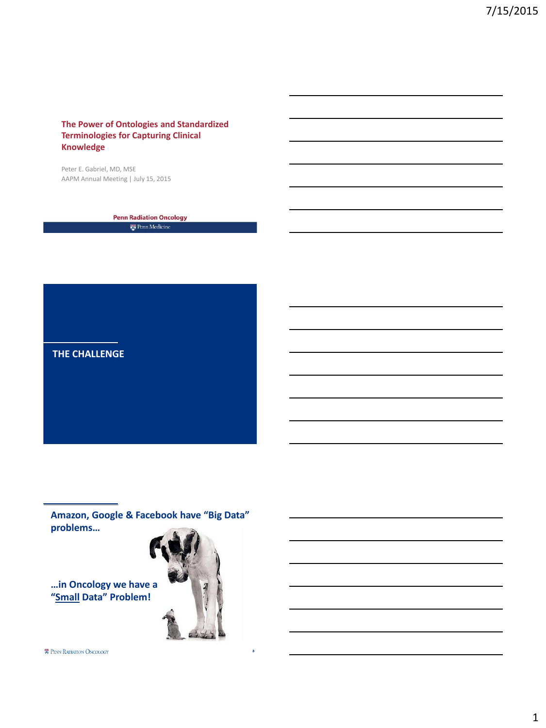## The Power of Ontologies and Standardized Terminologies for Capturing Clinical Knowledge

Peter E. Gabriel, MD, MSE
AAPM Annual Meeting | July 15, 2015

Penn Radiation Oncology
Penn Medicine

## THE CHALLENGE

**Amazon, Google & Facebook have "Big Data" problems…**

**…in Oncology we have a "Small Data" Problem!**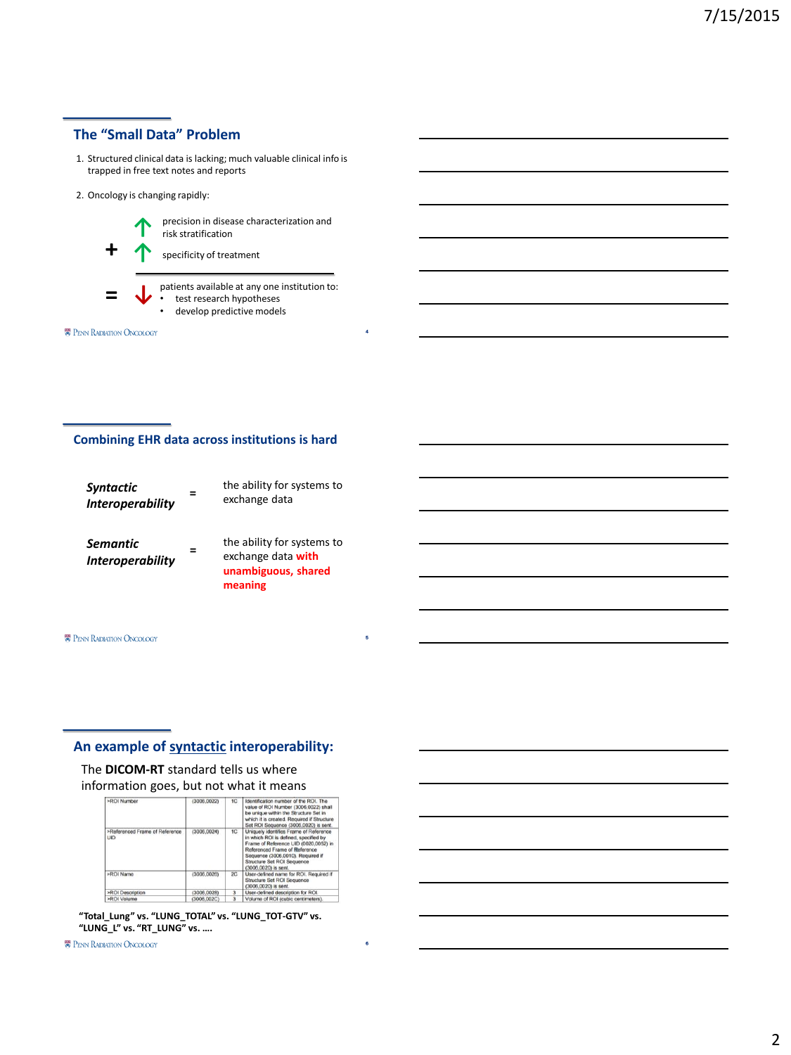## The "Small Data" Problem

1. Structured clinical data is lacking; much valuable clinical info is trapped in free text notes and reports
2. Oncology is changing rapidly:

↑ precision in disease characterization and risk stratification

\+ ↑ specificity of treatment

= ↓ patients available at any one institution to:

- test research hypotheses
- develop predictive models

## Combining EHR data across institutions is hard

***Syntactic Interoperability*** = the ability for systems to exchange data

***Semantic Interoperability*** = the ability for systems to exchange data **with unambiguous, shared meaning**

## An example of syntactic interoperability:

The **DICOM-RT** standard tells us where information goes, but not what it means

| | | | |
|---|---|---|---|
| >ROI Number | (3006,0022) | 1C | Identification number of the ROI. The value of ROI Number (3006,0022) shall be unique within the Structure Set in which it is created. Required if Structure Set ROI Sequence (3006,0020) is sent. |
| >Referenced Frame of Reference UID | (3006,0024) | 1C | Uniquely identifies Frame of Reference in which ROI is defined, specified by Frame of Reference UID (0020,0052) in Referenced Frame of Reference Sequence (3006,0010). Required if Structure Set ROI Sequence (3006,0020) is sent. |
| >ROI Name | (3006,0026) | 2C | User-defined name for ROI. Required if Structure Set ROI Sequence (3006,0020) is sent. |
| >ROI Description | (3006,0028) | 3 | User-defined description for ROI. |
| >ROI Volume | (3006,002C) | 3 | Volume of ROI (cubic centimeters). |

**"Total_Lung" vs. "LUNG_TOTAL" vs. "LUNG_TOT-GTV" vs. "LUNG_L" vs. "RT_LUNG" vs. ….**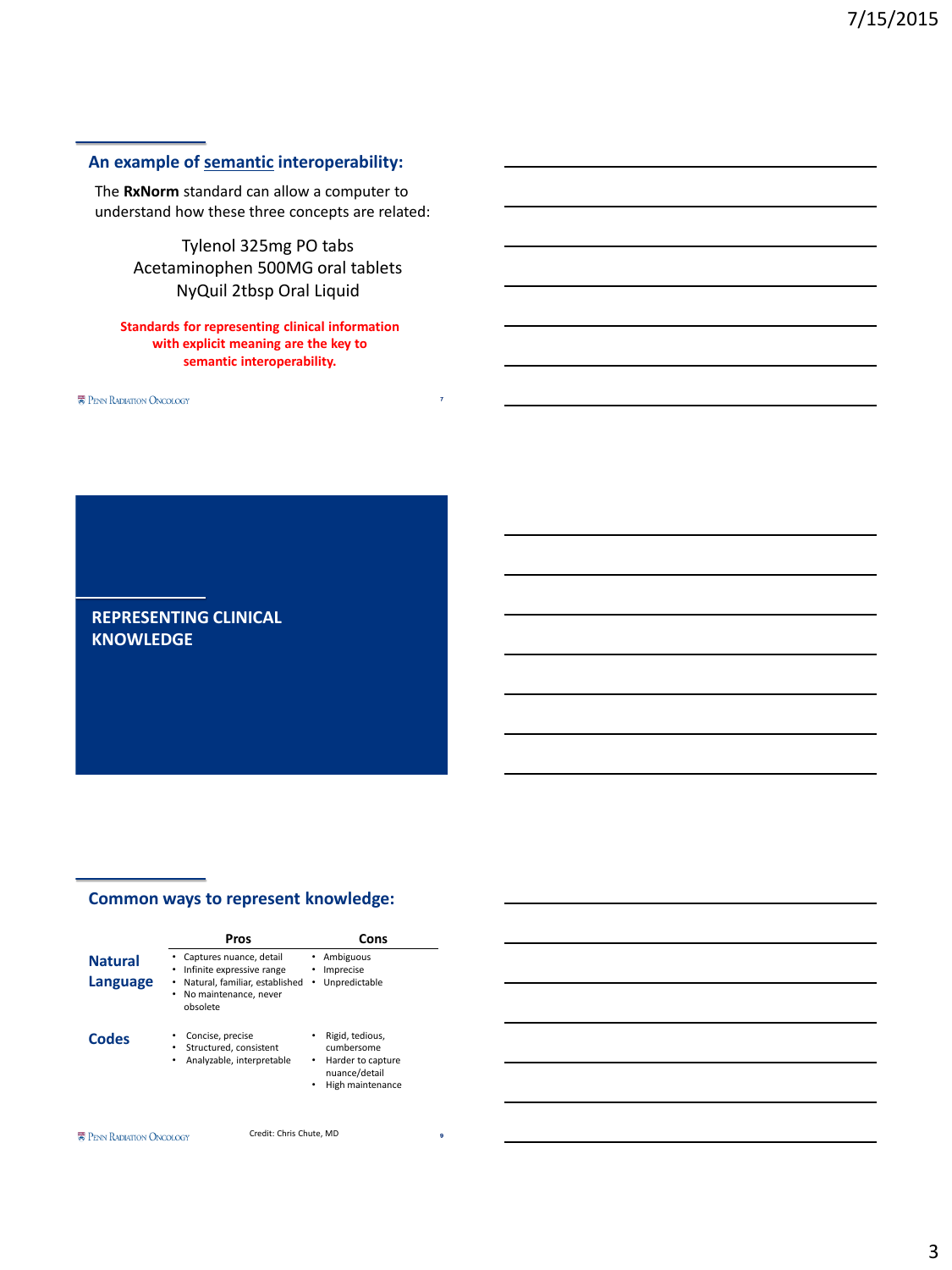## An example of semantic interoperability:

The **RxNorm** standard can allow a computer to understand how these three concepts are related:

Tylenol 325mg PO tabs
Acetaminophen 500MG oral tablets
NyQuil 2tbsp Oral Liquid

**Standards for representing clinical information with explicit meaning are the key to semantic interoperability.**

## REPRESENTING CLINICAL KNOWLEDGE

## Common ways to represent knowledge:

| | Pros | Cons |
|---|---|---|
| **Natural Language** | • Captures nuance, detail<br>• Infinite expressive range<br>• Natural, familiar, established<br>• No maintenance, never obsolete | • Ambiguous<br>• Imprecise<br>• Unpredictable |
| **Codes** | • Concise, precise<br>• Structured, consistent<br>• Analyzable, interpretable | • Rigid, tedious, cumbersome<br>• Harder to capture nuance/detail<br>• High maintenance |

Credit: Chris Chute, MD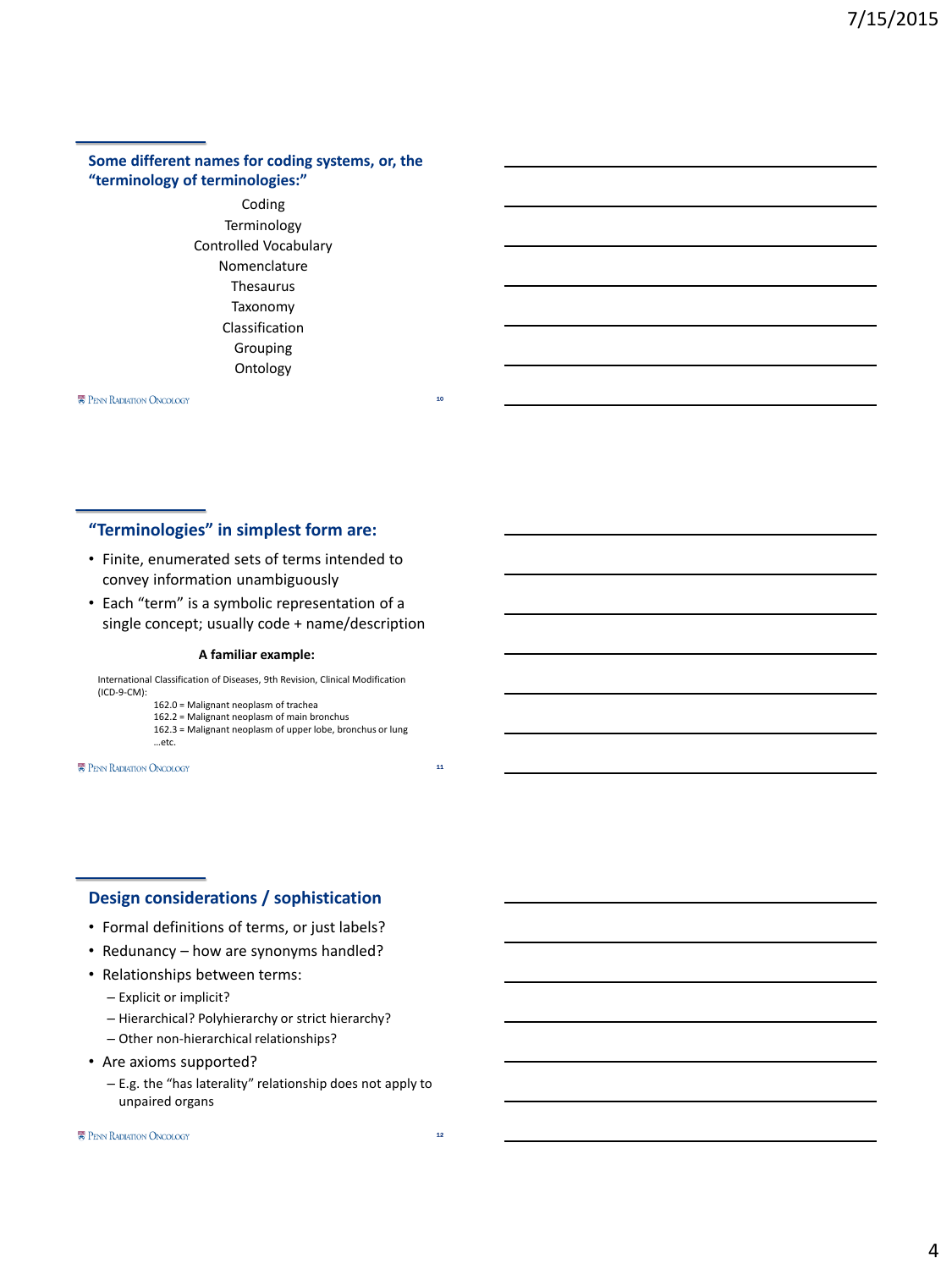## Some different names for coding systems, or, the "terminology of terminologies:"

Coding
Terminology
Controlled Vocabulary
Nomenclature
Thesaurus
Taxonomy
Classification
Grouping
Ontology

## "Terminologies" in simplest form are:

- Finite, enumerated sets of terms intended to convey information unambiguously
- Each "term" is a symbolic representation of a single concept; usually code + name/description

**A familiar example:**

International Classification of Diseases, 9th Revision, Clinical Modification (ICD-9-CM):

162.0 = Malignant neoplasm of trachea
162.2 = Malignant neoplasm of main bronchus
162.3 = Malignant neoplasm of upper lobe, bronchus or lung
…etc.

## Design considerations / sophistication

- Formal definitions of terms, or just labels?
- Redunancy – how are synonyms handled?
- Relationships between terms:
  - Explicit or implicit?
  - Hierarchical? Polyhierarchy or strict hierarchy?
  - Other non-hierarchical relationships?
- Are axioms supported?
  - E.g. the "has laterality" relationship does not apply to unpaired organs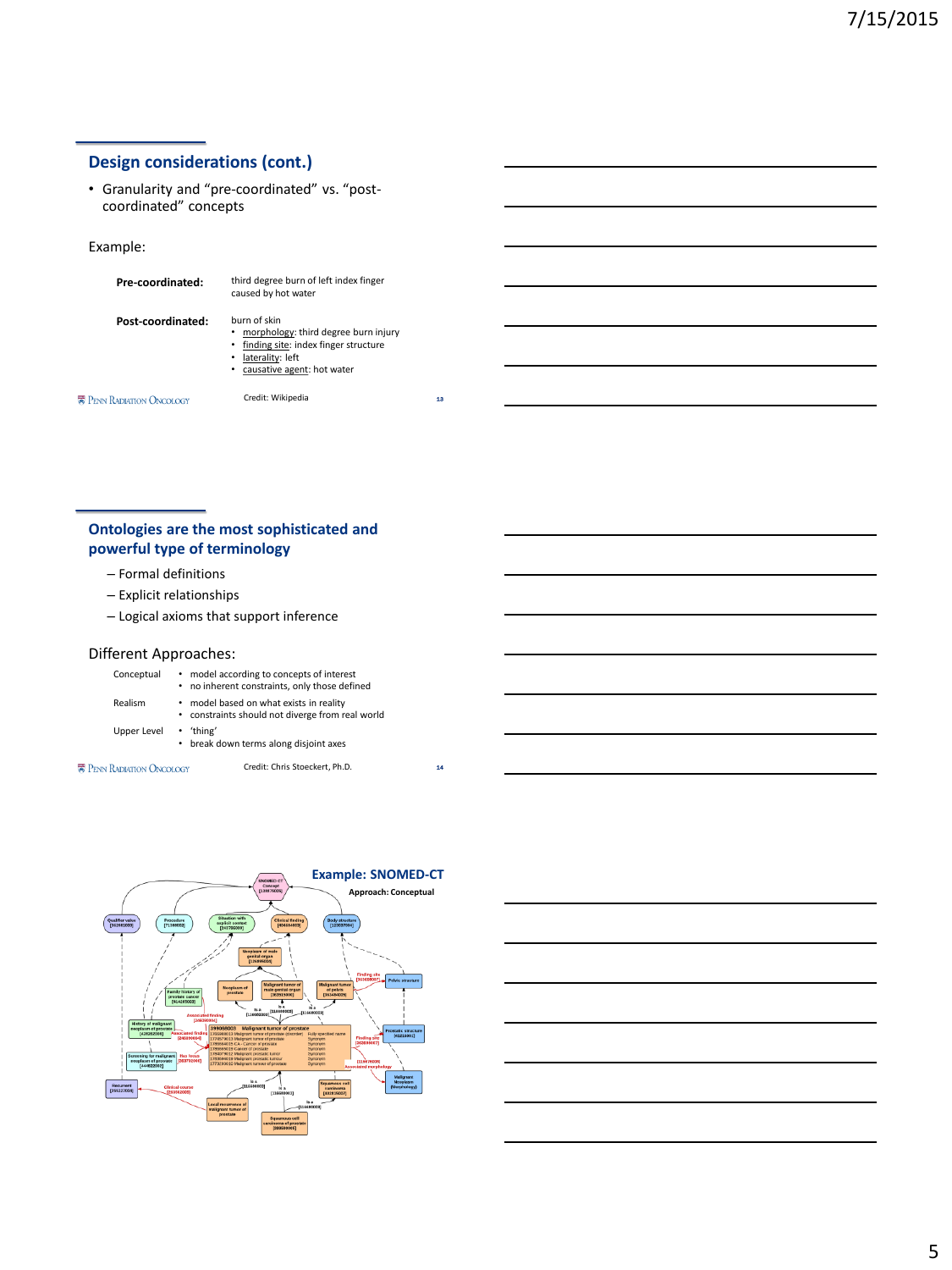## Design considerations (cont.)

- Granularity and "pre-coordinated" vs. "post-coordinated" concepts

Example:

**Pre-coordinated:** third degree burn of left index finger caused by hot water

**Post-coordinated:** burn of skin

- morphology: third degree burn injury
- finding site: index finger structure
- laterality: left
- causative agent: hot water

Credit: Wikipedia

## Ontologies are the most sophisticated and powerful type of terminology

- Formal definitions
- Explicit relationships
- Logical axioms that support inference

Different Approaches:

Conceptual
- model according to concepts of interest
- no inherent constraints, only those defined

Realism
- model based on what exists in reality
- constraints should not diverge from real world

Upper Level
- 'thing'
- break down terms along disjoint axes

Credit: Chris Stoeckert, Ph.D.

## Example: SNOMED-CT

**Approach: Conceptual**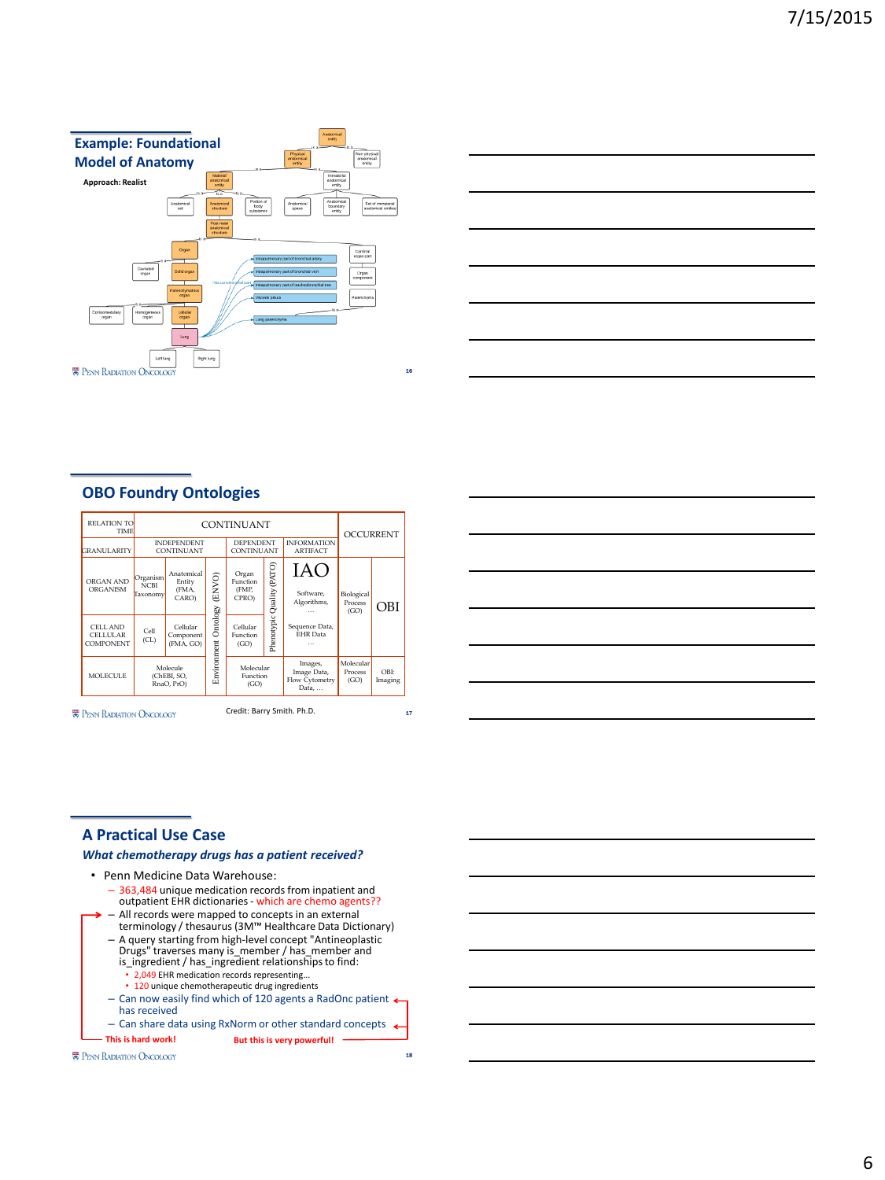## Example: Foundational Model of Anatomy

**Approach: Realist**

Anatomical entity

Physical anatomical entity | Non-physical anatomical entity

Material anatomical entity | Immaterial anatomical entity

Anatomical set | Anatomical structure | Portion of body substance | Anatomical space | Anatomical boundary entity | Set of immaterial anatomical entities

Post-natal anatomical structure

Organ | Cardinal organ part | Organ component | Parenchyma

Cavitated organ | Solid organ | Parenchymatous organ | Lobular organ | Corticomedullary organ | Homogeneous organ

Lung | Left lung | Right lung

Intrapulmonary part of bronchial artery | Intrapulmonary part of bronchial vein | Intrapulmonary part of tracheobronchial tree | Visceral pleura | Lung parenchyma

## OBO Foundry Ontologies

| RELATION TO TIME / GRANULARITY | CONTINUANT | | | | | | OCCURRENT | |
|---|---|---|---|---|---|---|---|---|
| | INDEPENDENT CONTINUANT | | | DEPENDENT CONTINUANT | | INFORMATION ARTIFACT | | |
| ORGAN AND ORGANISM | Organism NCBI Taxonomy | Anatomical Entity (FMA, CARO) | Environment Ontology (ENVO) | Organ Function (FMP, CPRO) | Phenotypic Quality (PATO) | IAO Software, Algorithms, ... | Biological Process (GO) | OBI |
| CELL AND CELLULAR COMPONENT | Cell (CL) | Cellular Component (FMA, GO) | | Cellular Function (GO) | | Sequence Data, EHR Data ... | | |
| MOLECULE | Molecule (ChEBI, SO, RnaO, PrO) | | | Molecular Function (GO) | | Images, Image Data, Flow Cytometry Data, ... | Molecular Process (GO) | OBI: Imaging |

Credit: Barry Smith. Ph.D.

## A Practical Use Case

***What chemotherapy drugs has a patient received?***

- Penn Medicine Data Warehouse:
  - 363,484 unique medication records from inpatient and outpatient EHR dictionaries - which are chemo agents??
  - All records were mapped to concepts in an external terminology / thesaurus (3M™ Healthcare Data Dictionary)
  - A query starting from high-level concept "Antineoplastic Drugs" traverses many is_member / has_member and is_ingredient / has_ingredient relationships to find:
    - 2,049 EHR medication records representing…
    - 120 unique chemotherapeutic drug ingredients
  - Can now easily find which of 120 agents a RadOnc patient has received
  - Can share data using RxNorm or other standard concepts

**This is hard work!** **But this is very powerful!**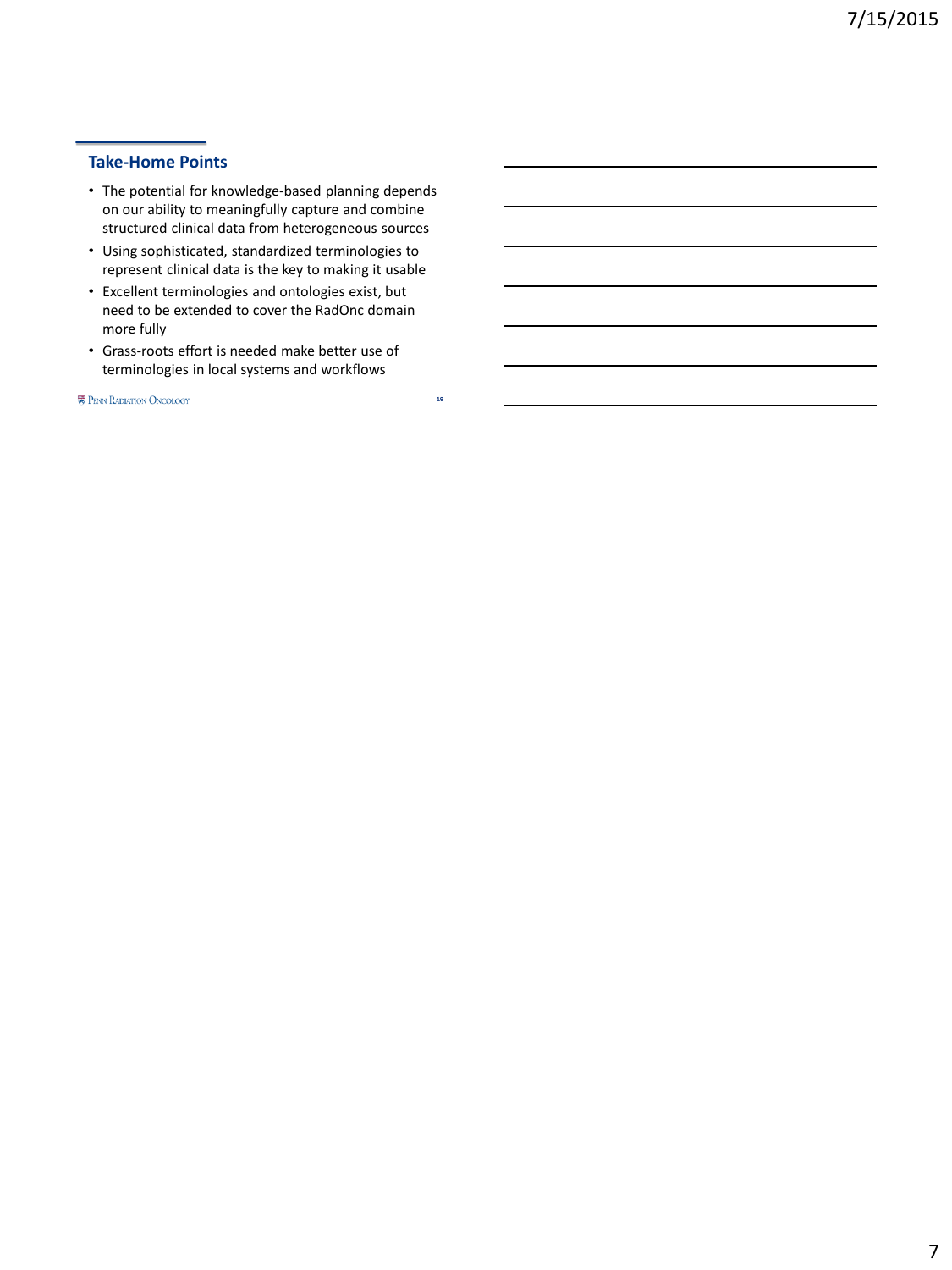## Take-Home Points

- The potential for knowledge-based planning depends on our ability to meaningfully capture and combine structured clinical data from heterogeneous sources
- Using sophisticated, standardized terminologies to represent clinical data is the key to making it usable
- Excellent terminologies and ontologies exist, but need to be extended to cover the RadOnc domain more fully
- Grass-roots effort is needed make better use of terminologies in local systems and workflows